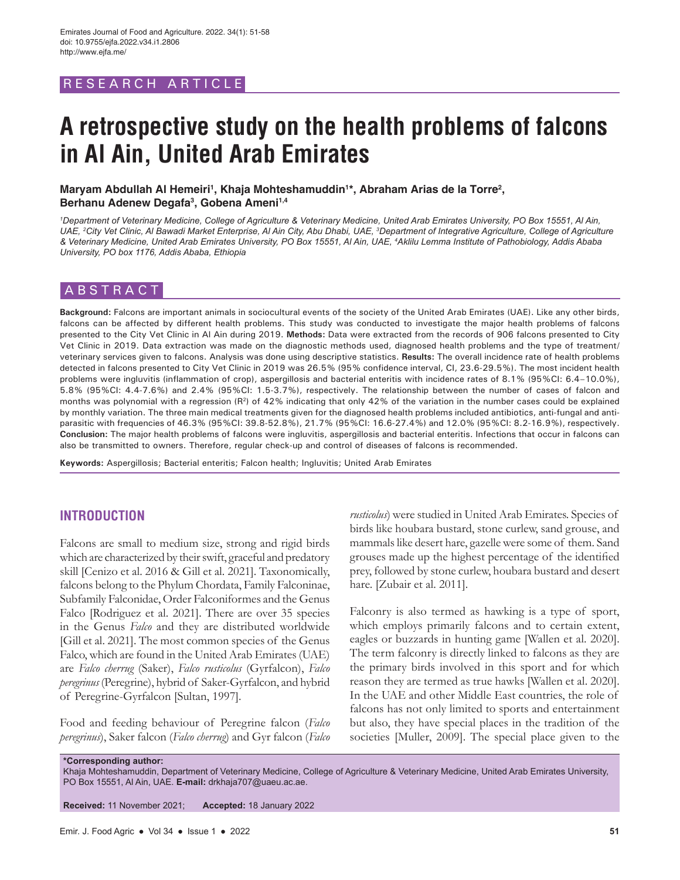RESEARCH ARTICLE

# A retrospective study on the health problems of falcons in Al Ain, United Arab Emirates

**Maryam Abdullah Al Hemeiri[1], Khaja Mohteshamuddin[1]*, Abraham Arias de la Torre[2], Berhanu Adenew Degafa[3], Gobena Ameni[1,4]**

*[1]Department of Veterinary Medicine, College of Agriculture & Veterinary Medicine, United Arab Emirates University, PO Box 15551, Al Ain, UAE, [2]City Vet Clinic, Al Bawadi Market Enterprise, Al Ain City, Abu Dhabi, UAE, [3]Department of Integrative Agriculture, College of Agriculture & Veterinary Medicine, United Arab Emirates University, PO Box 15551, Al Ain, UAE, [4]Aklilu Lemma Institute of Pathobiology, Addis Ababa University, PO box 1176, Addis Ababa, Ethiopia*

## ABSTRACT

**Background:** Falcons are important animals in sociocultural events of the society of the United Arab Emirates (UAE). Like any other birds, falcons can be affected by different health problems. This study was conducted to investigate the major health problems of falcons presented to the City Vet Clinic in Al Ain during 2019. **Methods:** Data were extracted from the records of 906 falcons presented to City Vet Clinic in 2019. Data extraction was made on the diagnostic methods used, diagnosed health problems and the type of treatment/veterinary services given to falcons. Analysis was done using descriptive statistics. **Results:** The overall incidence rate of health problems detected in falcons presented to City Vet Clinic in 2019 was 26.5% (95% confidence interval, CI, 23.6-29.5%). The most incident health problems were ingluvitis (inflammation of crop), aspergillosis and bacterial enteritis with incidence rates of 8.1% (95%CI: 6.4–10.0%), 5.8% (95%CI: 4.4-7.6%) and 2.4% (95%CI: 1.5-3.7%), respectively. The relationship between the number of cases of falcon and months was polynomial with a regression ($R^2$) of 42% indicating that only 42% of the variation in the number cases could be explained by monthly variation. The three main medical treatments given for the diagnosed health problems included antibiotics, anti-fungal and anti-parasitic with frequencies of 46.3% (95%CI: 39.8-52.8%), 21.7% (95%CI: 16.6-27.4%) and 12.0% (95%CI: 8.2-16.9%), respectively. **Conclusion:** The major health problems of falcons were ingluvitis, aspergillosis and bacterial enteritis. Infections that occur in falcons can also be transmitted to owners. Therefore, regular check-up and control of diseases of falcons is recommended.

**Keywords:** Aspergillosis; Bacterial enteritis; Falcon health; Ingluvitis; United Arab Emirates

## INTRODUCTION

Falcons are small to medium size, strong and rigid birds which are characterized by their swift, graceful and predatory skill [Cenizo et al. 2016 & Gill et al. 2021]. Taxonomically, falcons belong to the Phylum Chordata, Family Falconinae, Subfamily Falconidae, Order Falconiformes and the Genus Falco [Rodriguez et al. 2021]. There are over 35 species in the Genus *Falco* and they are distributed worldwide [Gill et al. 2021]. The most common species of the Genus Falco, which are found in the United Arab Emirates (UAE) are *Falco cherrug* (Saker), *Falco rusticolus* (Gyrfalcon), *Falco peregrinus* (Peregrine), hybrid of Saker-Gyrfalcon, and hybrid of Peregrine-Gyrfalcon [Sultan, 1997].

Food and feeding behaviour of Peregrine falcon (*Falco peregrinus*), Saker falcon (*Falco cherrug*) and Gyr falcon (*Falco rusticolus*) were studied in United Arab Emirates. Species of birds like houbara bustard, stone curlew, sand grouse, and mammals like desert hare, gazelle were some of them. Sand grouses made up the highest percentage of the identified prey, followed by stone curlew, houbara bustard and desert hare. [Zubair et al. 2011].

Falconry is also termed as hawking is a type of sport, which employs primarily falcons and to certain extent, eagles or buzzards in hunting game [Wallen et al. 2020]. The term falconry is directly linked to falcons as they are the primary birds involved in this sport and for which reason they are termed as true hawks [Wallen et al. 2020]. In the UAE and other Middle East countries, the role of falcons has not only limited to sports and entertainment but also, they have special places in the tradition of the societies [Muller, 2009]. The special place given to the

**\*Corresponding author:**
Khaja Mohteshamuddin, Department of Veterinary Medicine, College of Agriculture & Veterinary Medicine, United Arab Emirates University, PO Box 15551, Al Ain, UAE. **E-mail:** drkhaja707@uaeu.ac.ae.

**Received:** 11 November 2021; **Accepted:** 18 January 2022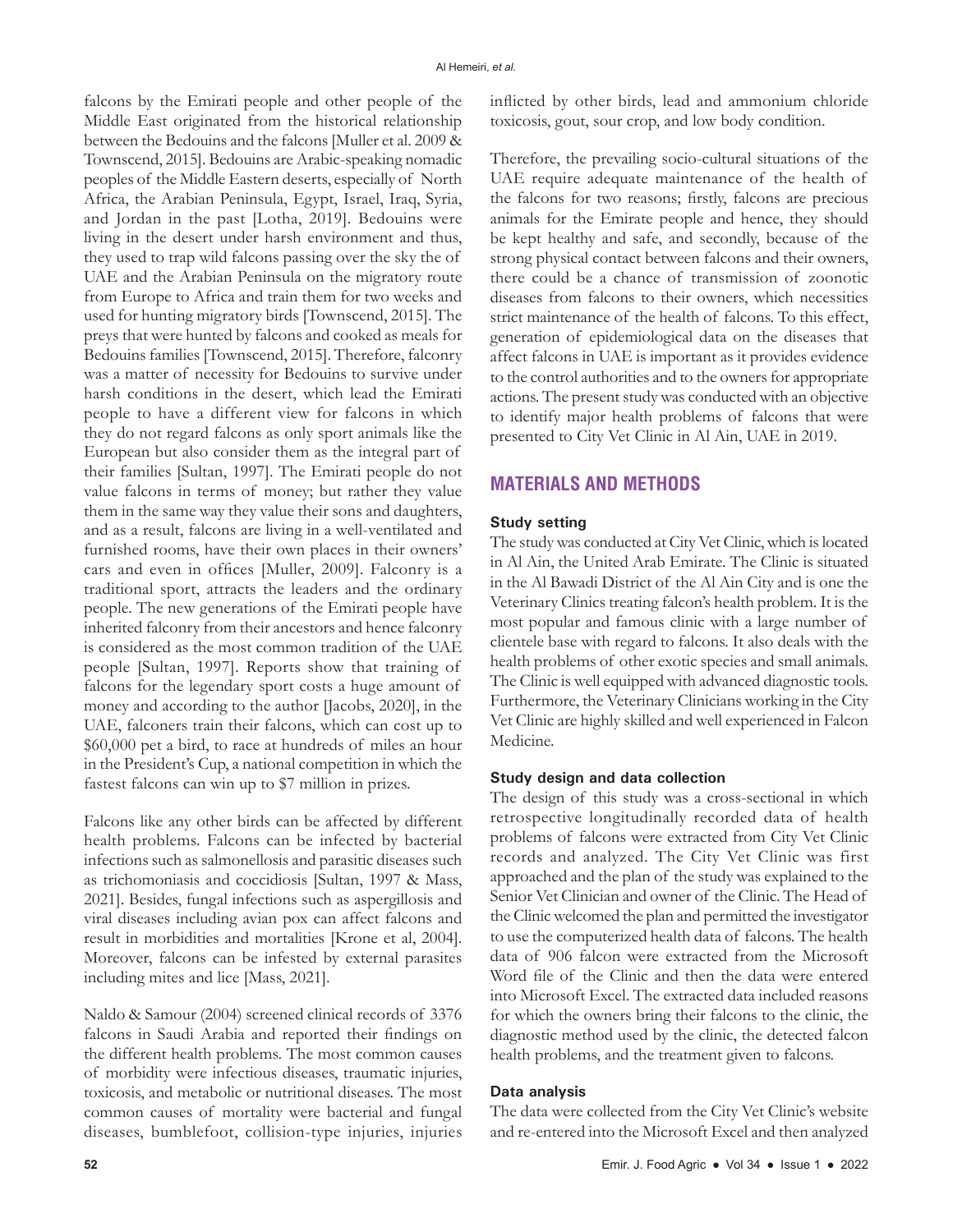falcons by the Emirati people and other people of the Middle East originated from the historical relationship between the Bedouins and the falcons [Muller et al. 2009 & Townscend, 2015]. Bedouins are Arabic-speaking nomadic peoples of the Middle Eastern deserts, especially of North Africa, the Arabian Peninsula, Egypt, Israel, Iraq, Syria, and Jordan in the past [Lotha, 2019]. Bedouins were living in the desert under harsh environment and thus, they used to trap wild falcons passing over the sky the of UAE and the Arabian Peninsula on the migratory route from Europe to Africa and train them for two weeks and used for hunting migratory birds [Townscend, 2015]. The preys that were hunted by falcons and cooked as meals for Bedouins families [Townscend, 2015]. Therefore, falconry was a matter of necessity for Bedouins to survive under harsh conditions in the desert, which lead the Emirati people to have a different view for falcons in which they do not regard falcons as only sport animals like the European but also consider them as the integral part of their families [Sultan, 1997]. The Emirati people do not value falcons in terms of money; but rather they value them in the same way they value their sons and daughters, and as a result, falcons are living in a well-ventilated and furnished rooms, have their own places in their owners' cars and even in offices [Muller, 2009]. Falconry is a traditional sport, attracts the leaders and the ordinary people. The new generations of the Emirati people have inherited falconry from their ancestors and hence falconry is considered as the most common tradition of the UAE people [Sultan, 1997]. Reports show that training of falcons for the legendary sport costs a huge amount of money and according to the author [Jacobs, 2020], in the UAE, falconers train their falcons, which can cost up to \$60,000 pet a bird, to race at hundreds of miles an hour in the President's Cup, a national competition in which the fastest falcons can win up to \$7 million in prizes.

Falcons like any other birds can be affected by different health problems. Falcons can be infected by bacterial infections such as salmonellosis and parasitic diseases such as trichomoniasis and coccidiosis [Sultan, 1997 & Mass, 2021]. Besides, fungal infections such as aspergillosis and viral diseases including avian pox can affect falcons and result in morbidities and mortalities [Krone et al, 2004]. Moreover, falcons can be infested by external parasites including mites and lice [Mass, 2021].

Naldo & Samour (2004) screened clinical records of 3376 falcons in Saudi Arabia and reported their findings on the different health problems. The most common causes of morbidity were infectious diseases, traumatic injuries, toxicosis, and metabolic or nutritional diseases. The most common causes of mortality were bacterial and fungal diseases, bumblefoot, collision-type injuries, injuries inflicted by other birds, lead and ammonium chloride toxicosis, gout, sour crop, and low body condition.

Therefore, the prevailing socio-cultural situations of the UAE require adequate maintenance of the health of the falcons for two reasons; firstly, falcons are precious animals for the Emirate people and hence, they should be kept healthy and safe, and secondly, because of the strong physical contact between falcons and their owners, there could be a chance of transmission of zoonotic diseases from falcons to their owners, which necessities strict maintenance of the health of falcons. To this effect, generation of epidemiological data on the diseases that affect falcons in UAE is important as it provides evidence to the control authorities and to the owners for appropriate actions. The present study was conducted with an objective to identify major health problems of falcons that were presented to City Vet Clinic in Al Ain, UAE in 2019.

## MATERIALS AND METHODS

### Study setting

The study was conducted at City Vet Clinic, which is located in Al Ain, the United Arab Emirate. The Clinic is situated in the Al Bawadi District of the Al Ain City and is one the Veterinary Clinics treating falcon's health problem. It is the most popular and famous clinic with a large number of clientele base with regard to falcons. It also deals with the health problems of other exotic species and small animals. The Clinic is well equipped with advanced diagnostic tools. Furthermore, the Veterinary Clinicians working in the City Vet Clinic are highly skilled and well experienced in Falcon Medicine.

### Study design and data collection

The design of this study was a cross-sectional in which retrospective longitudinally recorded data of health problems of falcons were extracted from City Vet Clinic records and analyzed. The City Vet Clinic was first approached and the plan of the study was explained to the Senior Vet Clinician and owner of the Clinic. The Head of the Clinic welcomed the plan and permitted the investigator to use the computerized health data of falcons. The health data of 906 falcon were extracted from the Microsoft Word file of the Clinic and then the data were entered into Microsoft Excel. The extracted data included reasons for which the owners bring their falcons to the clinic, the diagnostic method used by the clinic, the detected falcon health problems, and the treatment given to falcons.

### Data analysis

The data were collected from the City Vet Clinic's website and re-entered into the Microsoft Excel and then analyzed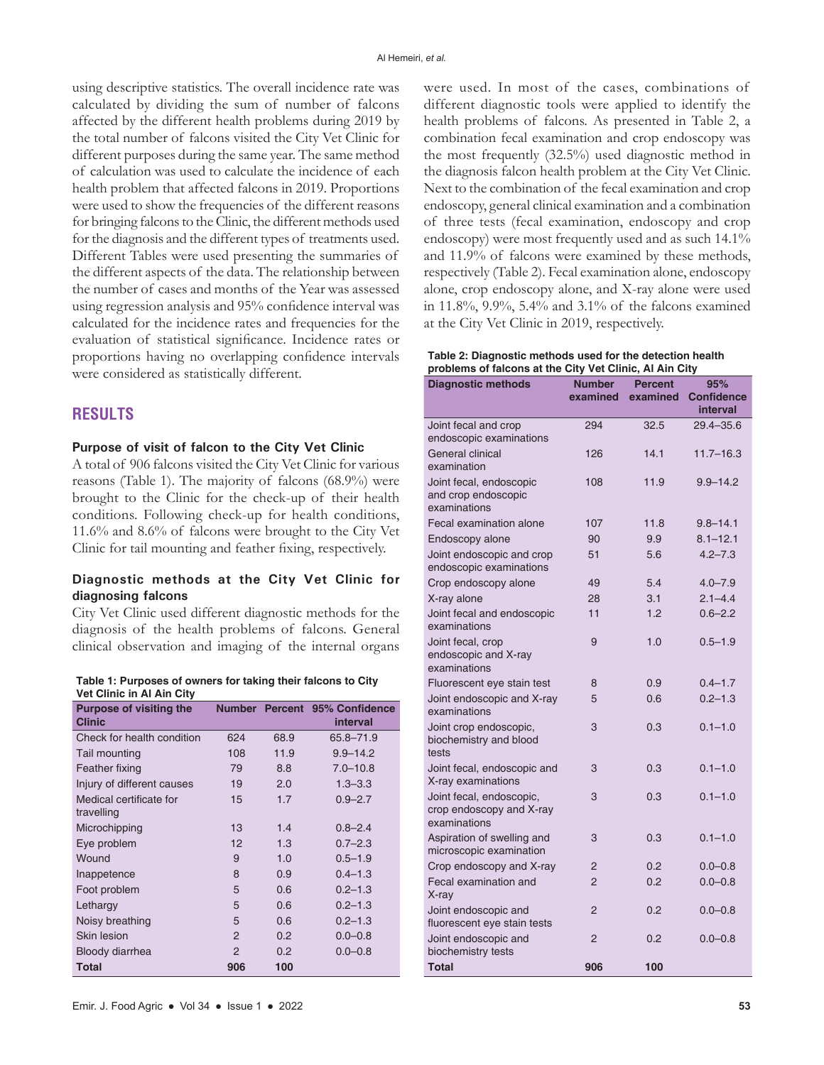using descriptive statistics. The overall incidence rate was calculated by dividing the sum of number of falcons affected by the different health problems during 2019 by the total number of falcons visited the City Vet Clinic for different purposes during the same year. The same method of calculation was used to calculate the incidence of each health problem that affected falcons in 2019. Proportions were used to show the frequencies of the different reasons for bringing falcons to the Clinic, the different methods used for the diagnosis and the different types of treatments used. Different Tables were used presenting the summaries of the different aspects of the data. The relationship between the number of cases and months of the Year was assessed using regression analysis and 95% confidence interval was calculated for the incidence rates and frequencies for the evaluation of statistical significance. Incidence rates or proportions having no overlapping confidence intervals were considered as statistically different.

## RESULTS

### Purpose of visit of falcon to the City Vet Clinic

A total of 906 falcons visited the City Vet Clinic for various reasons (Table 1). The majority of falcons (68.9%) were brought to the Clinic for the check-up of their health conditions. Following check-up for health conditions, 11.6% and 8.6% of falcons were brought to the City Vet Clinic for tail mounting and feather fixing, respectively.

### Diagnostic methods at the City Vet Clinic for diagnosing falcons

City Vet Clinic used different diagnostic methods for the diagnosis of the health problems of falcons. General clinical observation and imaging of the internal organs were used. In most of the cases, combinations of different diagnostic tools were applied to identify the health problems of falcons. As presented in Table 2, a combination fecal examination and crop endoscopy was the most frequently (32.5%) used diagnostic method in the diagnosis falcon health problem at the City Vet Clinic. Next to the combination of the fecal examination and crop endoscopy, general clinical examination and a combination of three tests (fecal examination, endoscopy and crop endoscopy) were most frequently used and as such 14.1% and 11.9% of falcons were examined by these methods, respectively (Table 2). Fecal examination alone, endoscopy alone, crop endoscopy alone, and X-ray alone were used in 11.8%, 9.9%, 5.4% and 3.1% of the falcons examined at the City Vet Clinic in 2019, respectively.

**Table 1: Purposes of owners for taking their falcons to City Vet Clinic in Al Ain City**

| Purpose of visiting the Clinic | Number | Percent | 95% Confidence interval |
|---|---|---|---|
| Check for health condition | 624 | 68.9 | 65.8–71.9 |
| Tail mounting | 108 | 11.9 | 9.9–14.2 |
| Feather fixing | 79 | 8.8 | 7.0–10.8 |
| Injury of different causes | 19 | 2.0 | 1.3–3.3 |
| Medical certificate for travelling | 15 | 1.7 | 0.9–2.7 |
| Microchipping | 13 | 1.4 | 0.8–2.4 |
| Eye problem | 12 | 1.3 | 0.7–2.3 |
| Wound | 9 | 1.0 | 0.5–1.9 |
| Inappetence | 8 | 0.9 | 0.4–1.3 |
| Foot problem | 5 | 0.6 | 0.2–1.3 |
| Lethargy | 5 | 0.6 | 0.2–1.3 |
| Noisy breathing | 5 | 0.6 | 0.2–1.3 |
| Skin lesion | 2 | 0.2 | 0.0–0.8 |
| Bloody diarrhea | 2 | 0.2 | 0.0–0.8 |
| **Total** | **906** | **100** | |

**Table 2: Diagnostic methods used for the detection health problems of falcons at the City Vet Clinic, Al Ain City**

| Diagnostic methods | Number examined | Percent examined | 95% Confidence interval |
|---|---|---|---|
| Joint fecal and crop endoscopic examinations | 294 | 32.5 | 29.4–35.6 |
| General clinical examination | 126 | 14.1 | 11.7–16.3 |
| Joint fecal, endoscopic and crop endoscopic examinations | 108 | 11.9 | 9.9–14.2 |
| Fecal examination alone | 107 | 11.8 | 9.8–14.1 |
| Endoscopy alone | 90 | 9.9 | 8.1–12.1 |
| Joint endoscopic and crop endoscopic examinations | 51 | 5.6 | 4.2–7.3 |
| Crop endoscopy alone | 49 | 5.4 | 4.0–7.9 |
| X-ray alone | 28 | 3.1 | 2.1–4.4 |
| Joint fecal and endoscopic examinations | 11 | 1.2 | 0.6–2.2 |
| Joint fecal, crop endoscopic and X-ray examinations | 9 | 1.0 | 0.5–1.9 |
| Fluorescent eye stain test | 8 | 0.9 | 0.4–1.7 |
| Joint endoscopic and X-ray examinations | 5 | 0.6 | 0.2–1.3 |
| Joint crop endoscopic, biochemistry and blood tests | 3 | 0.3 | 0.1–1.0 |
| Joint fecal, endoscopic and X-ray examinations | 3 | 0.3 | 0.1–1.0 |
| Joint fecal, endoscopic, crop endoscopy and X-ray examinations | 3 | 0.3 | 0.1–1.0 |
| Aspiration of swelling and microscopic examination | 3 | 0.3 | 0.1–1.0 |
| Crop endoscopy and X-ray | 2 | 0.2 | 0.0–0.8 |
| Fecal examination and X-ray | 2 | 0.2 | 0.0–0.8 |
| Joint endoscopic and fluorescent eye stain tests | 2 | 0.2 | 0.0–0.8 |
| Joint endoscopic and biochemistry tests | 2 | 0.2 | 0.0–0.8 |
| **Total** | **906** | **100** | |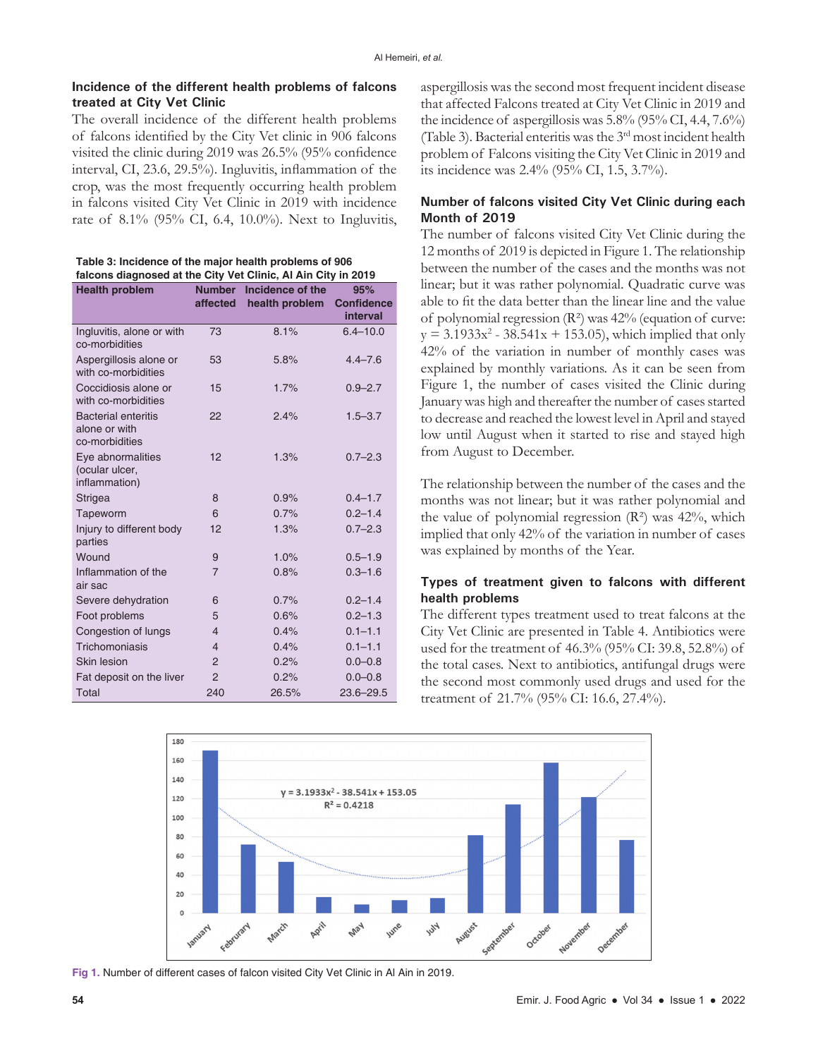### Incidence of the different health problems of falcons treated at City Vet Clinic

The overall incidence of the different health problems of falcons identified by the City Vet clinic in 906 falcons visited the clinic during 2019 was 26.5% (95% confidence interval, CI, 23.6, 29.5%). Ingluvitis, inflammation of the crop, was the most frequently occurring health problem in falcons visited City Vet Clinic in 2019 with incidence rate of 8.1% (95% CI, 6.4, 10.0%). Next to Ingluvitis, aspergillosis was the second most frequent incident disease that affected Falcons treated at City Vet Clinic in 2019 and the incidence of aspergillosis was 5.8% (95% CI, 4.4, 7.6%) (Table 3). Bacterial enteritis was the 3rd most incident health problem of Falcons visiting the City Vet Clinic in 2019 and its incidence was 2.4% (95% CI, 1.5, 3.7%).

**Table 3: Incidence of the major health problems of 906 falcons diagnosed at the City Vet Clinic, Al Ain City in 2019**

| Health problem | Number affected | Incidence of the health problem | 95% Confidence interval |
|---|---|---|---|
| Ingluvitis, alone or with co-morbidities | 73 | 8.1% | 6.4–10.0 |
| Aspergillosis alone or with co-morbidities | 53 | 5.8% | 4.4–7.6 |
| Coccidiosis alone or with co-morbidities | 15 | 1.7% | 0.9–2.7 |
| Bacterial enteritis alone or with co-morbidities | 22 | 2.4% | 1.5–3.7 |
| Eye abnormalities (ocular ulcer, inflammation) | 12 | 1.3% | 0.7–2.3 |
| Strigea | 8 | 0.9% | 0.4–1.7 |
| Tapeworm | 6 | 0.7% | 0.2–1.4 |
| Injury to different body parties | 12 | 1.3% | 0.7–2.3 |
| Wound | 9 | 1.0% | 0.5–1.9 |
| Inflammation of the air sac | 7 | 0.8% | 0.3–1.6 |
| Severe dehydration | 6 | 0.7% | 0.2–1.4 |
| Foot problems | 5 | 0.6% | 0.2–1.3 |
| Congestion of lungs | 4 | 0.4% | 0.1–1.1 |
| Trichomoniasis | 4 | 0.4% | 0.1–1.1 |
| Skin lesion | 2 | 0.2% | 0.0–0.8 |
| Fat deposit on the liver | 2 | 0.2% | 0.0–0.8 |
| Total | 240 | 26.5% | 23.6–29.5 |

### Number of falcons visited City Vet Clinic during each Month of 2019

The number of falcons visited City Vet Clinic during the 12 months of 2019 is depicted in Figure 1. The relationship between the number of the cases and the months was not linear; but it was rather polynomial. Quadratic curve was able to fit the data better than the linear line and the value of polynomial regression ($R^2$) was 42% (equation of curve: $y = 3.1933x^2 - 38.541x + 153.05$), which implied that only 42% of the variation in number of monthly cases was explained by monthly variations. As it can be seen from Figure 1, the number of cases visited the Clinic during January was high and thereafter the number of cases started to decrease and reached the lowest level in April and stayed low until August when it started to rise and stayed high from August to December.

The relationship between the number of the cases and the months was not linear; but it was rather polynomial and the value of polynomial regression ($R^2$) was 42%, which implied that only 42% of the variation in number of cases was explained by months of the Year.

### Types of treatment given to falcons with different health problems

The different types treatment used to treat falcons at the City Vet Clinic are presented in Table 4. Antibiotics were used for the treatment of 46.3% (95% CI: 39.8, 52.8%) of the total cases. Next to antibiotics, antifungal drugs were the second most commonly used drugs and used for the treatment of 21.7% (95% CI: 16.6, 27.4%).

Fig 1. Number of different cases of falcon visited City Vet Clinic in Al Ain in 2019.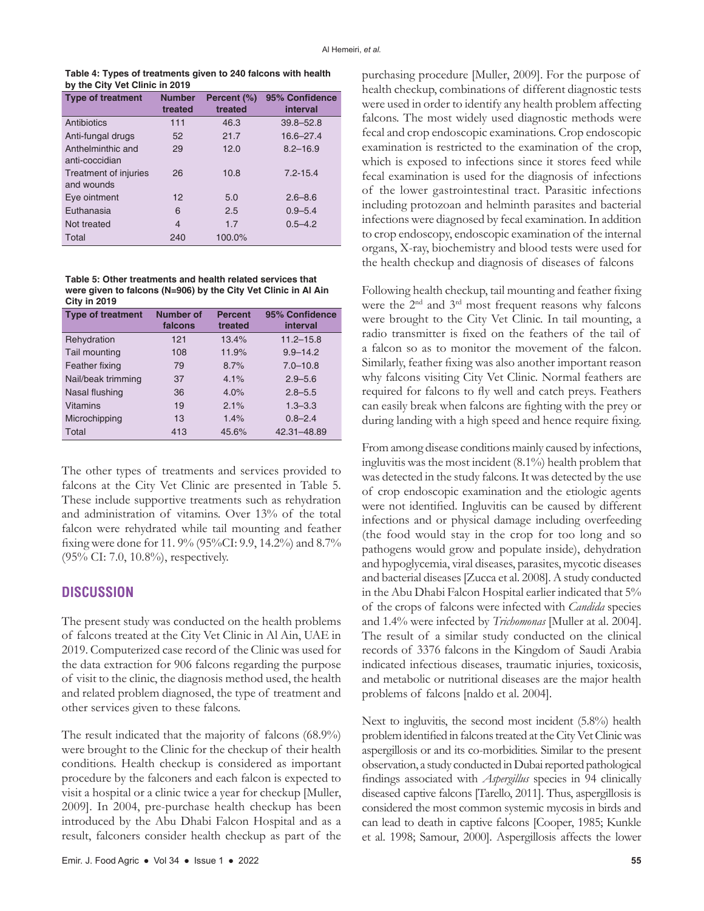**Table 4: Types of treatments given to 240 falcons with health by the City Vet Clinic in 2019**

| Type of treatment | Number treated | Percent (%) treated | 95% Confidence interval |
|---|---|---|---|
| Antibiotics | 111 | 46.3 | 39.8–52.8 |
| Anti-fungal drugs | 52 | 21.7 | 16.6–27.4 |
| Anthelminthic and anti-coccidian | 29 | 12.0 | 8.2–16.9 |
| Treatment of injuries and wounds | 26 | 10.8 | 7.2-15.4 |
| Eye ointment | 12 | 5.0 | 2.6–8.6 |
| Euthanasia | 6 | 2.5 | 0.9–5.4 |
| Not treated | 4 | 1.7 | 0.5–4.2 |
| Total | 240 | 100.0% | |

**Table 5: Other treatments and health related services that were given to falcons (N=906) by the City Vet Clinic in Al Ain City in 2019**

| Type of treatment | Number of falcons | Percent treated | 95% Confidence interval |
|---|---|---|---|
| Rehydration | 121 | 13.4% | 11.2–15.8 |
| Tail mounting | 108 | 11.9% | 9.9–14.2 |
| Feather fixing | 79 | 8.7% | 7.0–10.8 |
| Nail/beak trimming | 37 | 4.1% | 2.9–5.6 |
| Nasal flushing | 36 | 4.0% | 2.8–5.5 |
| Vitamins | 19 | 2.1% | 1.3–3.3 |
| Microchipping | 13 | 1.4% | 0.8–2.4 |
| Total | 413 | 45.6% | 42.31–48.89 |

The other types of treatments and services provided to falcons at the City Vet Clinic are presented in Table 5. These include supportive treatments such as rehydration and administration of vitamins. Over 13% of the total falcon were rehydrated while tail mounting and feather fixing were done for 11. 9% (95%CI: 9.9, 14.2%) and 8.7% (95% CI: 7.0, 10.8%), respectively.

## DISCUSSION

The present study was conducted on the health problems of falcons treated at the City Vet Clinic in Al Ain, UAE in 2019. Computerized case record of the Clinic was used for the data extraction for 906 falcons regarding the purpose of visit to the clinic, the diagnosis method used, the health and related problem diagnosed, the type of treatment and other services given to these falcons.

The result indicated that the majority of falcons (68.9%) were brought to the Clinic for the checkup of their health conditions. Health checkup is considered as important procedure by the falconers and each falcon is expected to visit a hospital or a clinic twice a year for checkup [Muller, 2009]. In 2004, pre-purchase health checkup has been introduced by the Abu Dhabi Falcon Hospital and as a result, falconers consider health checkup as part of the purchasing procedure [Muller, 2009]. For the purpose of health checkup, combinations of different diagnostic tests were used in order to identify any health problem affecting falcons. The most widely used diagnostic methods were fecal and crop endoscopic examinations. Crop endoscopic examination is restricted to the examination of the crop, which is exposed to infections since it stores feed while fecal examination is used for the diagnosis of infections of the lower gastrointestinal tract. Parasitic infections including protozoan and helminth parasites and bacterial infections were diagnosed by fecal examination. In addition to crop endoscopy, endoscopic examination of the internal organs, X-ray, biochemistry and blood tests were used for the health checkup and diagnosis of diseases of falcons

Following health checkup, tail mounting and feather fixing were the 2nd and 3rd most frequent reasons why falcons were brought to the City Vet Clinic. In tail mounting, a radio transmitter is fixed on the feathers of the tail of a falcon so as to monitor the movement of the falcon. Similarly, feather fixing was also another important reason why falcons visiting City Vet Clinic. Normal feathers are required for falcons to fly well and catch preys. Feathers can easily break when falcons are fighting with the prey or during landing with a high speed and hence require fixing.

From among disease conditions mainly caused by infections, ingluvitis was the most incident (8.1%) health problem that was detected in the study falcons. It was detected by the use of crop endoscopic examination and the etiologic agents were not identified. Ingluvitis can be caused by different infections and or physical damage including overfeeding (the food would stay in the crop for too long and so pathogens would grow and populate inside), dehydration and hypoglycemia, viral diseases, parasites, mycotic diseases and bacterial diseases [Zucca et al. 2008]. A study conducted in the Abu Dhabi Falcon Hospital earlier indicated that 5% of the crops of falcons were infected with *Candida* species and 1.4% were infected by *Trichomonas* [Muller at al. 2004]. The result of a similar study conducted on the clinical records of 3376 falcons in the Kingdom of Saudi Arabia indicated infectious diseases, traumatic injuries, toxicosis, and metabolic or nutritional diseases are the major health problems of falcons [naldo et al. 2004].

Next to ingluvitis, the second most incident (5.8%) health problem identified in falcons treated at the City Vet Clinic was aspergillosis or and its co-morbidities. Similar to the present observation, a study conducted in Dubai reported pathological findings associated with *Aspergillus* species in 94 clinically diseased captive falcons [Tarello, 2011]. Thus, aspergillosis is considered the most common systemic mycosis in birds and can lead to death in captive falcons [Cooper, 1985; Kunkle et al. 1998; Samour, 2000]. Aspergillosis affects the lower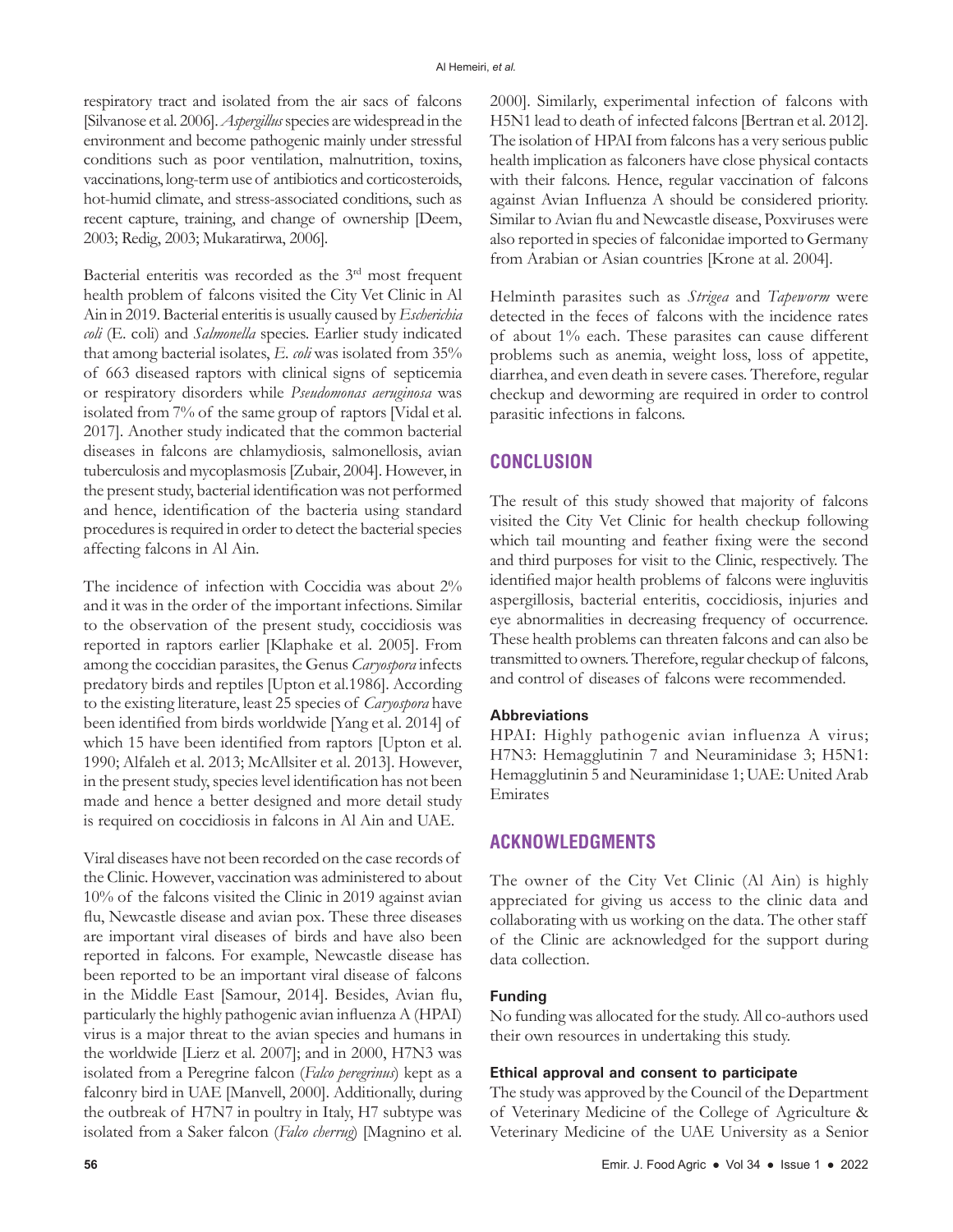respiratory tract and isolated from the air sacs of falcons [Silvanose et al. 2006]. *Aspergillus* species are widespread in the environment and become pathogenic mainly under stressful conditions such as poor ventilation, malnutrition, toxins, vaccinations, long-term use of antibiotics and corticosteroids, hot-humid climate, and stress-associated conditions, such as recent capture, training, and change of ownership [Deem, 2003; Redig, 2003; Mukaratirwa, 2006].

Bacterial enteritis was recorded as the 3rd most frequent health problem of falcons visited the City Vet Clinic in Al Ain in 2019. Bacterial enteritis is usually caused by *Escherichia coli* (E. coli) and *Salmonella* species. Earlier study indicated that among bacterial isolates, *E. coli* was isolated from 35% of 663 diseased raptors with clinical signs of septicemia or respiratory disorders while *Pseudomonas aeruginosa* was isolated from 7% of the same group of raptors [Vidal et al. 2017]. Another study indicated that the common bacterial diseases in falcons are chlamydiosis, salmonellosis, avian tuberculosis and mycoplasmosis [Zubair, 2004]. However, in the present study, bacterial identification was not performed and hence, identification of the bacteria using standard procedures is required in order to detect the bacterial species affecting falcons in Al Ain.

The incidence of infection with Coccidia was about 2% and it was in the order of the important infections. Similar to the observation of the present study, coccidiosis was reported in raptors earlier [Klaphake et al. 2005]. From among the coccidian parasites, the Genus *Caryospora* infects predatory birds and reptiles [Upton et al.1986]. According to the existing literature, least 25 species of *Caryospora* have been identified from birds worldwide [Yang et al. 2014] of which 15 have been identified from raptors [Upton et al. 1990; Alfaleh et al. 2013; McAllsiter et al. 2013]. However, in the present study, species level identification has not been made and hence a better designed and more detail study is required on coccidiosis in falcons in Al Ain and UAE.

Viral diseases have not been recorded on the case records of the Clinic. However, vaccination was administered to about 10% of the falcons visited the Clinic in 2019 against avian flu, Newcastle disease and avian pox. These three diseases are important viral diseases of birds and have also been reported in falcons. For example, Newcastle disease has been reported to be an important viral disease of falcons in the Middle East [Samour, 2014]. Besides, Avian flu, particularly the highly pathogenic avian influenza A (HPAI) virus is a major threat to the avian species and humans in the worldwide [Lierz et al. 2007]; and in 2000, H7N3 was isolated from a Peregrine falcon (*Falco peregrinus*) kept as a falconry bird in UAE [Manvell, 2000]. Additionally, during the outbreak of H7N7 in poultry in Italy, H7 subtype was isolated from a Saker falcon (*Falco cherrug*) [Magnino et al. 2000]. Similarly, experimental infection of falcons with H5N1 lead to death of infected falcons [Bertran et al. 2012]. The isolation of HPAI from falcons has a very serious public health implication as falconers have close physical contacts with their falcons. Hence, regular vaccination of falcons against Avian Influenza A should be considered priority. Similar to Avian flu and Newcastle disease, Poxviruses were also reported in species of falconidae imported to Germany from Arabian or Asian countries [Krone at al. 2004].

Helminth parasites such as *Strigea* and *Tapeworm* were detected in the feces of falcons with the incidence rates of about 1% each. These parasites can cause different problems such as anemia, weight loss, loss of appetite, diarrhea, and even death in severe cases. Therefore, regular checkup and deworming are required in order to control parasitic infections in falcons.

## CONCLUSION

The result of this study showed that majority of falcons visited the City Vet Clinic for health checkup following which tail mounting and feather fixing were the second and third purposes for visit to the Clinic, respectively. The identified major health problems of falcons were ingluvitis aspergillosis, bacterial enteritis, coccidiosis, injuries and eye abnormalities in decreasing frequency of occurrence. These health problems can threaten falcons and can also be transmitted to owners. Therefore, regular checkup of falcons, and control of diseases of falcons were recommended.

### Abbreviations

HPAI: Highly pathogenic avian influenza A virus; H7N3: Hemagglutinin 7 and Neuraminidase 3; H5N1: Hemagglutinin 5 and Neuraminidase 1; UAE: United Arab Emirates

## ACKNOWLEDGMENTS

The owner of the City Vet Clinic (Al Ain) is highly appreciated for giving us access to the clinic data and collaborating with us working on the data. The other staff of the Clinic are acknowledged for the support during data collection.

### Funding

No funding was allocated for the study. All co-authors used their own resources in undertaking this study.

### Ethical approval and consent to participate

The study was approved by the Council of the Department of Veterinary Medicine of the College of Agriculture & Veterinary Medicine of the UAE University as a Senior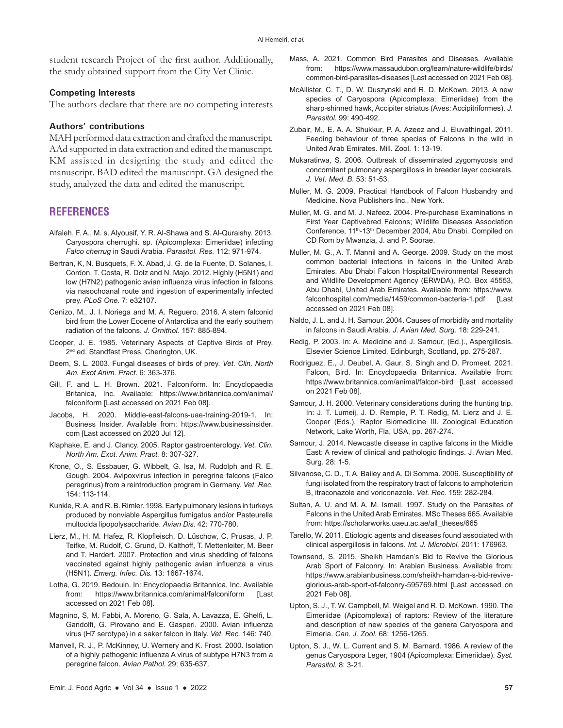student research Project of the first author. Additionally, the study obtained support from the City Vet Clinic.

### Competing Interests

The authors declare that there are no competing interests

### Authors' contributions

MAH performed data extraction and drafted the manuscript. AAd supported in data extraction and edited the manuscript. KM assisted in designing the study and edited the manuscript. BAD edited the manuscript. GA designed the study, analyzed the data and edited the manuscript.

## REFERENCES

Alfaleh, F. A., M. s. Alyousif, Y. R. Al-Shawa and S. Al-Quraishy. 2013. Caryospora cherrughi. sp. (Apicomplexa: Eimeriidae) infecting *Falco cherrug* in Saudi Arabia. *Parasitol. Res.* 112: 971-974.

Bertran, K, N. Busquets, F. X. Abad, J. G. de la Fuente, D. Solanes, I. Cordon, T. Costa, R. Dolz and N. Majo. 2012. Highly (H5N1) and low (H7N2) pathogenic avian influenza virus infection in falcons via nasochoanal route and ingestion of experimentally infected prey. *PLoS One.* 7: e32107.

Cenizo, M., J. I. Noriega and M. A. Reguero. 2016. A stem falconid bird from the Lower Eocene of Antarctica and the early southern radiation of the falcons. *J. Ornithol.* 157: 885-894.

Cooper, J. E. 1985. Veterinary Aspects of Captive Birds of Prey. 2nd ed. Standfast Press, Cherington, UK.

Deem, S. L. 2003. Fungal diseases of birds of prey. *Vet. Clin. North Am. Exot Anim. Pract.* 6: 363-376.

Gill, F. and L. H. Brown. 2021. Falconiform. In: Encyclopaedia Britanica, Inc. Available: https://www.britannica.com/animal/falconiform [Last accessed on 2021 Feb 08].

Jacobs, H. 2020. Middle-east-falcons-uae-training-2019-1. In: Business Insider. Available from: https://www.businessinsider.com [Last accessed on 2020 Jul 12].

Klaphake, E. and J. Clancy. 2005. Raptor gastroenterology. *Vet. Clin. North Am. Exot. Anim. Pract.* 8: 307-327.

Krone, O., S. Essbauer, G. Wibbelt, G. Isa, M. Rudolph and R. E. Gough. 2004. Avipoxvirus infection in peregrine falcons (Falco peregrinus) from a reintroduction program in Germany. *Vet. Rec.* 154: 113-114.

Kunkle, R. A. and R. B. Rimler. 1998. Early pulmonary lesions in turkeys produced by nonviable Aspergillus fumigatus and/or Pasteurella multocida lipopolysaccharide. *Avian Dis.* 42: 770-780.

Lierz, M., H. M. Hafez, R. Klopfleisch, D. Lüschow, C. Prusas, J. P. Teifke, M. Rudolf, C. Grund, D. Kalthoff, T. Mettenleiter, M. Beer and T. Hardert. 2007. Protection and virus shedding of falcons vaccinated against highly pathogenic avian influenza a virus (H5N1). *Emerg. Infec. Dis.* 13: 1667-1674.

Lotha, G. 2019. Bedouin. In: Encyclopaedia Britannica, Inc. Available from: https://www.britannica.com/animal/falconiform [Last accessed on 2021 Feb 08].

Magnino, S, M. Fabbi, A. Moreno, G. Sala, A. Lavazza, E. Ghelfi, L. Gandolfi, G. Pirovano and E. Gasperi. 2000. Avian influenza virus (H7 serotype) in a saker falcon in Italy. *Vet. Rec.* 146: 740.

Manvell, R. J., P. McKinney, U. Wernery and K. Frost. 2000. Isolation of a highly pathogenic influenza A virus of subtype H7N3 from a peregrine falcon. *Avian Pathol.* 29: 635-637.

Mass, A. 2021. Common Bird Parasites and Diseases. Available from: https://www.massaudubon.org/learn/nature-wildlife/birds/common-bird-parasites-diseases [Last accessed on 2021 Feb 08].

McAllister, C. T., D. W. Duszynski and R. D. McKown. 2013. A new species of Caryospora (Apicomplexa: Eimeriidae) from the sharp-shinned hawk, Accipiter striatus (Aves: Accipitriformes). *J. Parasitol.* 99: 490-492.

Zubair, M., E. A. A. Shukkur, P. A. Azeez and J. Eluvathingal. 2011. Feeding behaviour of three species of Falcons in the wild in United Arab Emirates. Mill. Zool. 1: 13-19.

Mukaratirwa, S. 2006. Outbreak of disseminated zygomycosis and concomitant pulmonary aspergillosis in breeder layer cockerels. *J. Vet. Med. B.* 53: 51-53.

Muller, M. G. 2009. Practical Handbook of Falcon Husbandry and Medicine. Nova Publishers Inc., New York.

Muller, M. G. and M. J. Nafeez. 2004. Pre-purchase Examinations in First Year Captivebred Falcons; Wildlife Diseases Association Conference, 11th-13th December 2004, Abu Dhabi. Compiled on CD Rom by Mwanzia, J. and P. Soorae.

Muller, M. G., A. T. Mannil and A. George. 2009. Study on the most common bacterial infections in falcons in the United Arab Emirates. Abu Dhabi Falcon Hospital/Environmental Research and Wildlife Development Agency (ERWDA), P.O. Box 45553, Abu Dhabi, United Arab Emirates. Available from: https://www.falconhospital.com/media/1459/common-bacteria-1.pdf [Last accessed on 2021 Feb 08].

Naldo, J. L. and J. H. Samour. 2004. Causes of morbidity and mortality in falcons in Saudi Arabia. *J. Avian Med. Surg.* 18: 229-241.

Redig, P. 2003. In: A. Medicine and J. Samour, (Ed.)., Aspergillosis. Elsevier Science Limited, Edinburgh, Scotland, pp. 275-287.

Rodriguez, E., J. Deubel, A. Gaur, S. Singh and D. Promeet. 2021. Falcon, Bird. In: Encyclopaedia Britannica. Available from: https://www.britannica.com/animal/falcon-bird [Last accessed on 2021 Feb 08].

Samour, J. H. 2000. Veterinary considerations during the hunting trip. In: J. T. Lumeij, J. D. Remple, P. T. Redig, M. Lierz and J. E. Cooper (Eds.), Raptor Biomedicine III. Zoological Education Network, Lake Worth, Fla, USA, pp. 267-274.

Samour, J. 2014. Newcastle disease in captive falcons in the Middle East: A review of clinical and pathologic findings. J. Avian Med. Surg. 28: 1-5.

Silvanose, C. D., T. A. Bailey and A. Di Somma. 2006. Susceptibility of fungi isolated from the respiratory tract of falcons to amphotericin B, itraconazole and voriconazole. *Vet. Rec.* 159: 282-284.

Sultan, A. U. and M. A. M. Ismail. 1997. Study on the Parasites of Falcons in the United Arab Emirates. MSc Theses 665. Available from: https://scholarworks.uaeu.ac.ae/all_theses/665

Tarello, W. 2011. Etiologic agents and diseases found associated with clinical aspergillosis in falcons. *Int. J. Microbiol.* 2011: 176963.

Townsend, S. 2015. Sheikh Hamdan's Bid to Revive the Glorious Arab Sport of Falconry. In: Arabian Business. Available from: https://www.arabianbusiness.com/sheikh-hamdan-s-bid-revive-glorious-arab-sport-of-falconry-595769.html [Last accessed on 2021 Feb 08].

Upton, S. J., T. W. Campbell, M. Weigel and R. D. McKown. 1990. The Eimeriidae (Apicomplexa) of raptors: Review of the literature and description of new species of the genera Caryospora and Eimeria. *Can. J. Zool.* 68: 1256-1265.

Upton, S. J., W. L. Current and S. M. Barnard. 1986. A review of the genus Caryospora Leger, 1904 (Apicomplexa: Eimeriidae). *Syst. Parasitol.* 8: 3-21.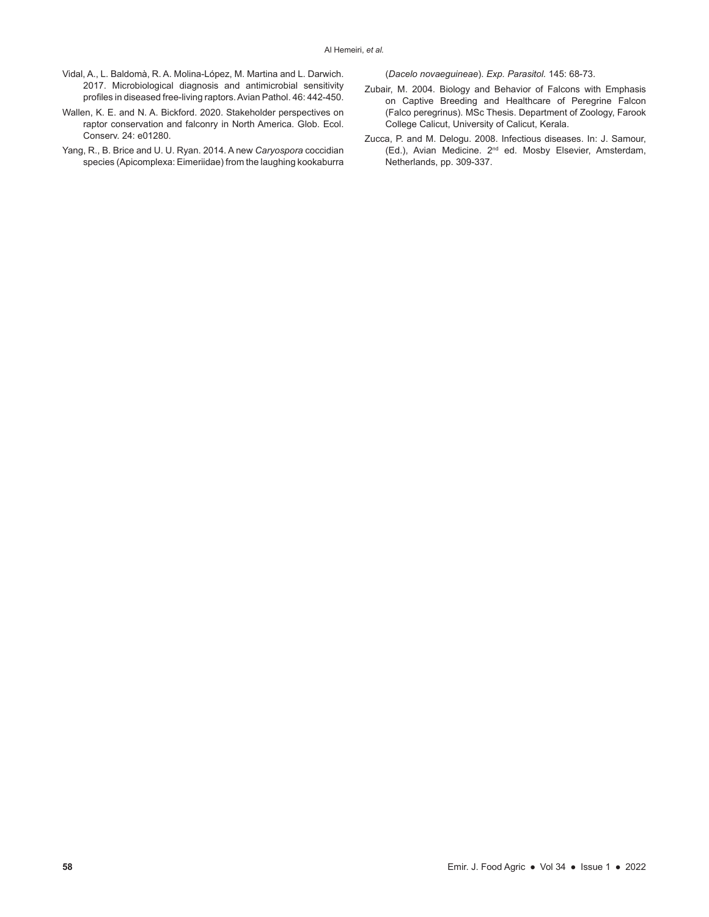Vidal, A., L. Baldomà, R. A. Molina-López, M. Martina and L. Darwich. 2017. Microbiological diagnosis and antimicrobial sensitivity profiles in diseased free-living raptors. Avian Pathol. 46: 442-450.

Wallen, K. E. and N. A. Bickford. 2020. Stakeholder perspectives on raptor conservation and falconry in North America. Glob. Ecol. Conserv. 24: e01280.

Yang, R., B. Brice and U. U. Ryan. 2014. A new *Caryospora* coccidian species (Apicomplexa: Eimeriidae) from the laughing kookaburra (*Dacelo novaeguineae*). *Exp. Parasitol.* 145: 68-73.

Zubair, M. 2004. Biology and Behavior of Falcons with Emphasis on Captive Breeding and Healthcare of Peregrine Falcon (Falco peregrinus). MSc Thesis. Department of Zoology, Farook College Calicut, University of Calicut, Kerala.

Zucca, P. and M. Delogu. 2008. Infectious diseases. In: J. Samour, (Ed.), Avian Medicine. 2nd ed. Mosby Elsevier, Amsterdam, Netherlands, pp. 309-337.